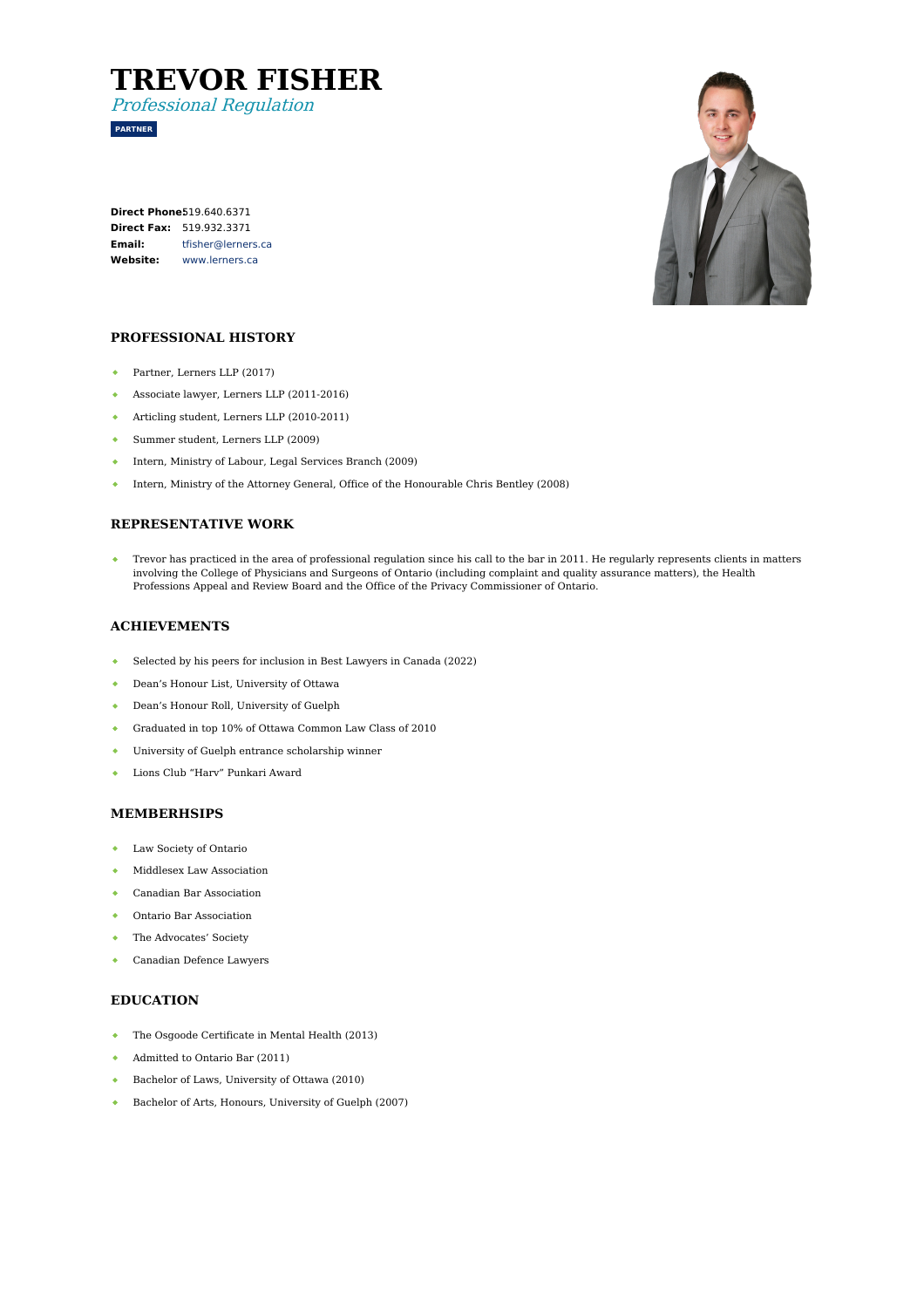# TREVOR FISHER

*Professional Regulation*

**PARTNER**

**Direct Phone:** 519.640.6371
**Direct Fax:** 519.932.3371
**Email:** tfisher@lerners.ca
**Website:** www.lerners.ca

## PROFESSIONAL HISTORY

- Partner, Lerners LLP (2017)
- Associate lawyer, Lerners LLP (2011-2016)
- Articling student, Lerners LLP (2010-2011)
- Summer student, Lerners LLP (2009)
- Intern, Ministry of Labour, Legal Services Branch (2009)
- Intern, Ministry of the Attorney General, Office of the Honourable Chris Bentley (2008)

## REPRESENTATIVE WORK

- Trevor has practiced in the area of professional regulation since his call to the bar in 2011. He regularly represents clients in matters involving the College of Physicians and Surgeons of Ontario (including complaint and quality assurance matters), the Health Professions Appeal and Review Board and the Office of the Privacy Commissioner of Ontario.

## ACHIEVEMENTS

- Selected by his peers for inclusion in Best Lawyers in Canada (2022)
- Dean’s Honour List, University of Ottawa
- Dean’s Honour Roll, University of Guelph
- Graduated in top 10% of Ottawa Common Law Class of 2010
- University of Guelph entrance scholarship winner
- Lions Club “Harv” Punkari Award

## MEMBERHSIPS

- Law Society of Ontario
- Middlesex Law Association
- Canadian Bar Association
- Ontario Bar Association
- The Advocates’ Society
- Canadian Defence Lawyers

## EDUCATION

- The Osgoode Certificate in Mental Health (2013)
- Admitted to Ontario Bar (2011)
- Bachelor of Laws, University of Ottawa (2010)
- Bachelor of Arts, Honours, University of Guelph (2007)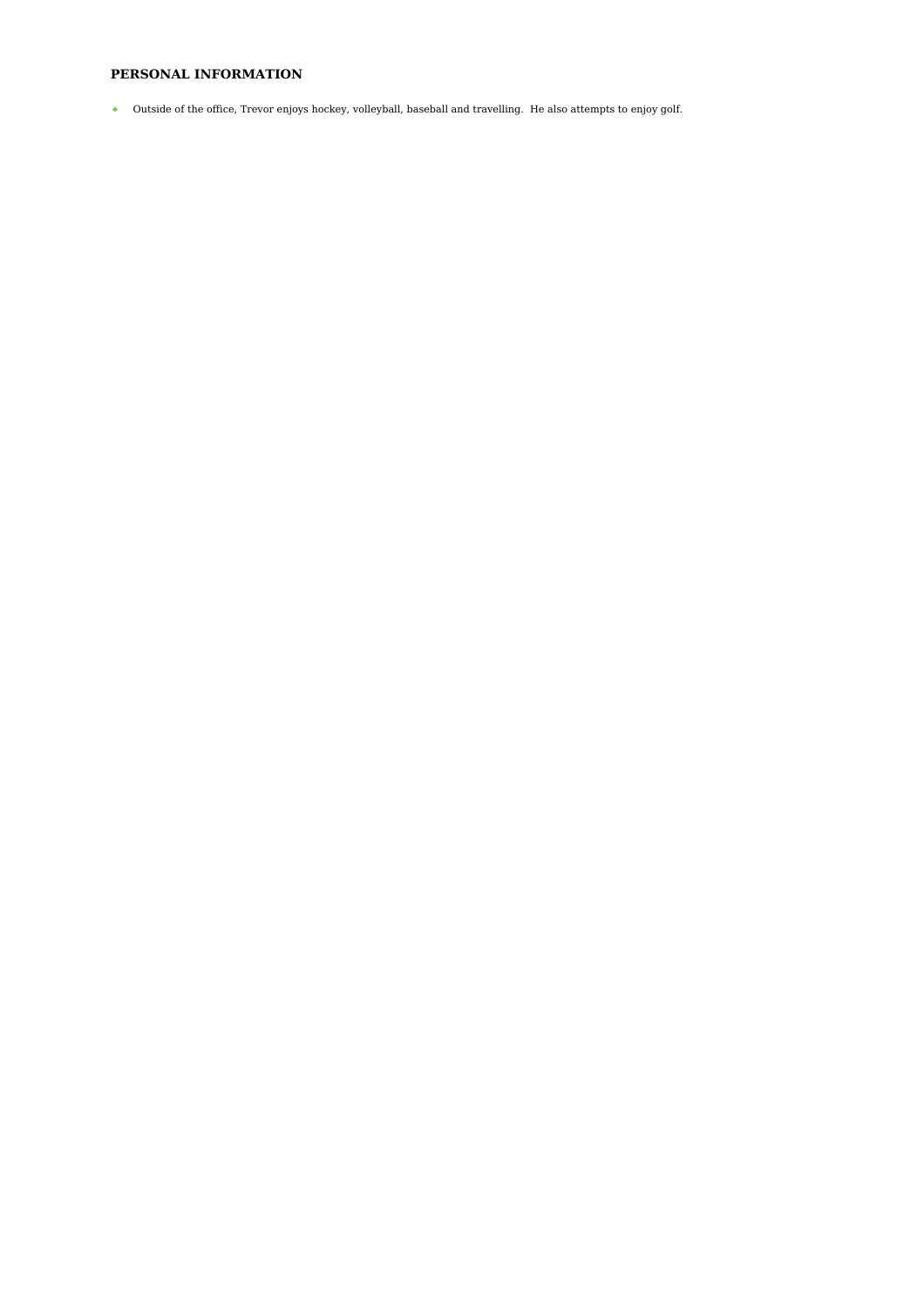### PERSONAL INFORMATION

- Outside of the office, Trevor enjoys hockey, volleyball, baseball and travelling.  He also attempts to enjoy golf.